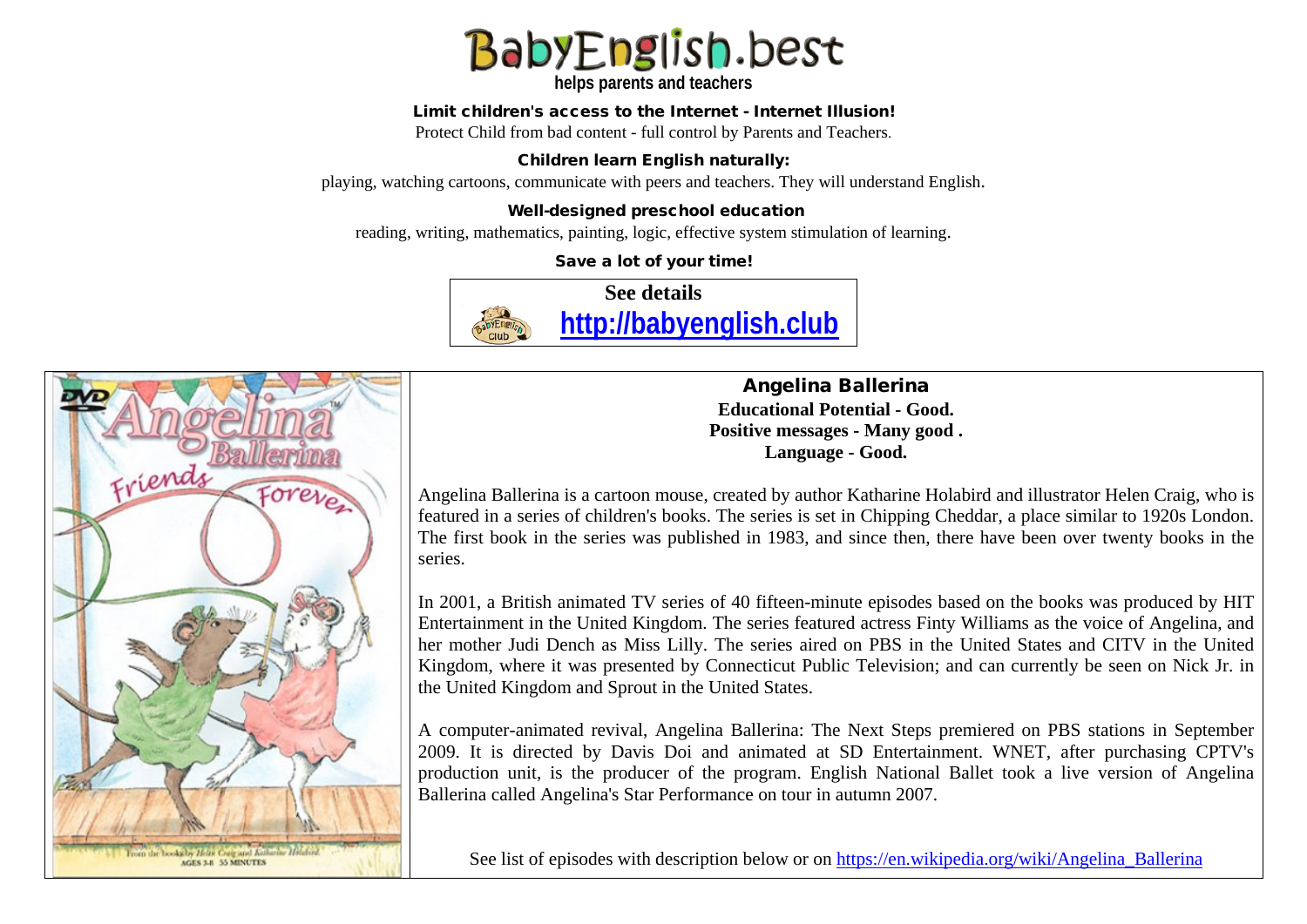# BabyEnglish.best

**helps parents and teachers**

**Limit children's access to the Internet - Internet Illusion!**

Protect Child from bad content - full control by Parents and Teachers.

**Children learn English naturally:**

playing, watching cartoons, communicate with peers and teachers. They will understand English.

**Well-designed preschool education**

reading, writing, mathematics, painting, logic, effective system stimulation of learning.

**Save a lot of your time!**

**See details**

**[http://babyenglish.club](http://babyenglish.club)**

## Angelina Ballerina

**Educational Potential - Good.**
**Positive messages - Many good .**
**Language - Good.**

Angelina Ballerina is a cartoon mouse, created by author Katharine Holabird and illustrator Helen Craig, who is featured in a series of children's books. The series is set in Chipping Cheddar, a place similar to 1920s London. The first book in the series was published in 1983, and since then, there have been over twenty books in the series.

In 2001, a British animated TV series of 40 fifteen-minute episodes based on the books was produced by HIT Entertainment in the United Kingdom. The series featured actress Finty Williams as the voice of Angelina, and her mother Judi Dench as Miss Lilly. The series aired on PBS in the United States and CITV in the United Kingdom, where it was presented by Connecticut Public Television; and can currently be seen on Nick Jr. in the United Kingdom and Sprout in the United States.

A computer-animated revival, Angelina Ballerina: The Next Steps premiered on PBS stations in September 2009. It is directed by Davis Doi and animated at SD Entertainment. WNET, after purchasing CPTV's production unit, is the producer of the program. English National Ballet took a live version of Angelina Ballerina called Angelina's Star Performance on tour in autumn 2007.

See list of episodes with description below or on [https://en.wikipedia.org/wiki/Angelina_Ballerina](https://en.wikipedia.org/wiki/Angelina_Ballerina)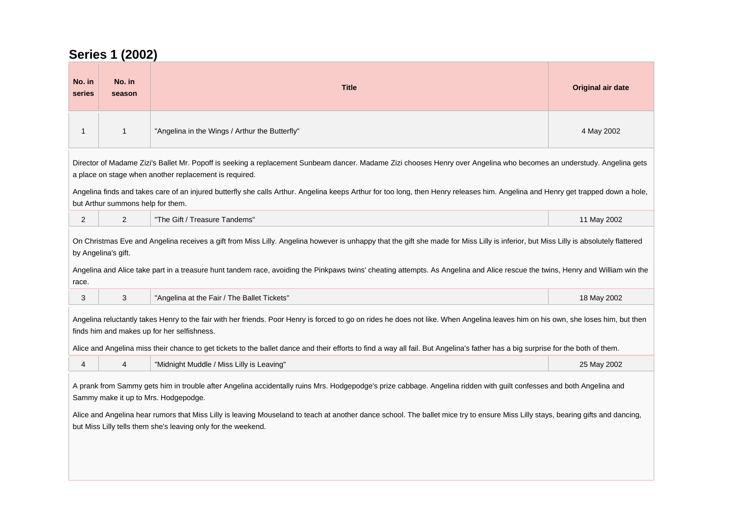## Series 1 (2002)

| No. in series | No. in season | Title | Original air date |
|---|---|---|---|
| 1 | 1 | "Angelina in the Wings / Arthur the Butterfly" | 4 May 2002 |
| Director of Madame Zizi's Ballet Mr. Popoff is seeking a replacement Sunbeam dancer. Madame Zizi chooses Henry over Angelina who becomes an understudy. Angelina gets a place on stage when another replacement is required. Angelina finds and takes care of an injured butterfly she calls Arthur. Angelina keeps Arthur for too long, then Henry releases him. Angelina and Henry get trapped down a hole, but Arthur summons help for them. | | | |
| 2 | 2 | "The Gift / Treasure Tandems" | 11 May 2002 |
| On Christmas Eve and Angelina receives a gift from Miss Lilly. Angelina however is unhappy that the gift she made for Miss Lilly is inferior, but Miss Lilly is absolutely flattered by Angelina's gift. Angelina and Alice take part in a treasure hunt tandem race, avoiding the Pinkpaws twins' cheating attempts. As Angelina and Alice rescue the twins, Henry and William win the race. | | | |
| 3 | 3 | "Angelina at the Fair / The Ballet Tickets" | 18 May 2002 |
| Angelina reluctantly takes Henry to the fair with her friends. Poor Henry is forced to go on rides he does not like. When Angelina leaves him on his own, she loses him, but then finds him and makes up for her selfishness. Alice and Angelina miss their chance to get tickets to the ballet dance and their efforts to find a way all fail. But Angelina's father has a big surprise for the both of them. | | | |
| 4 | 4 | "Midnight Muddle / Miss Lilly is Leaving" | 25 May 2002 |
| A prank from Sammy gets him in trouble after Angelina accidentally ruins Mrs. Hodgepodge's prize cabbage. Angelina ridden with guilt confesses and both Angelina and Sammy make it up to Mrs. Hodgepodge. Alice and Angelina hear rumors that Miss Lilly is leaving Mouseland to teach at another dance school. The ballet mice try to ensure Miss Lilly stays, bearing gifts and dancing, but Miss Lilly tells them she's leaving only for the weekend. | | | |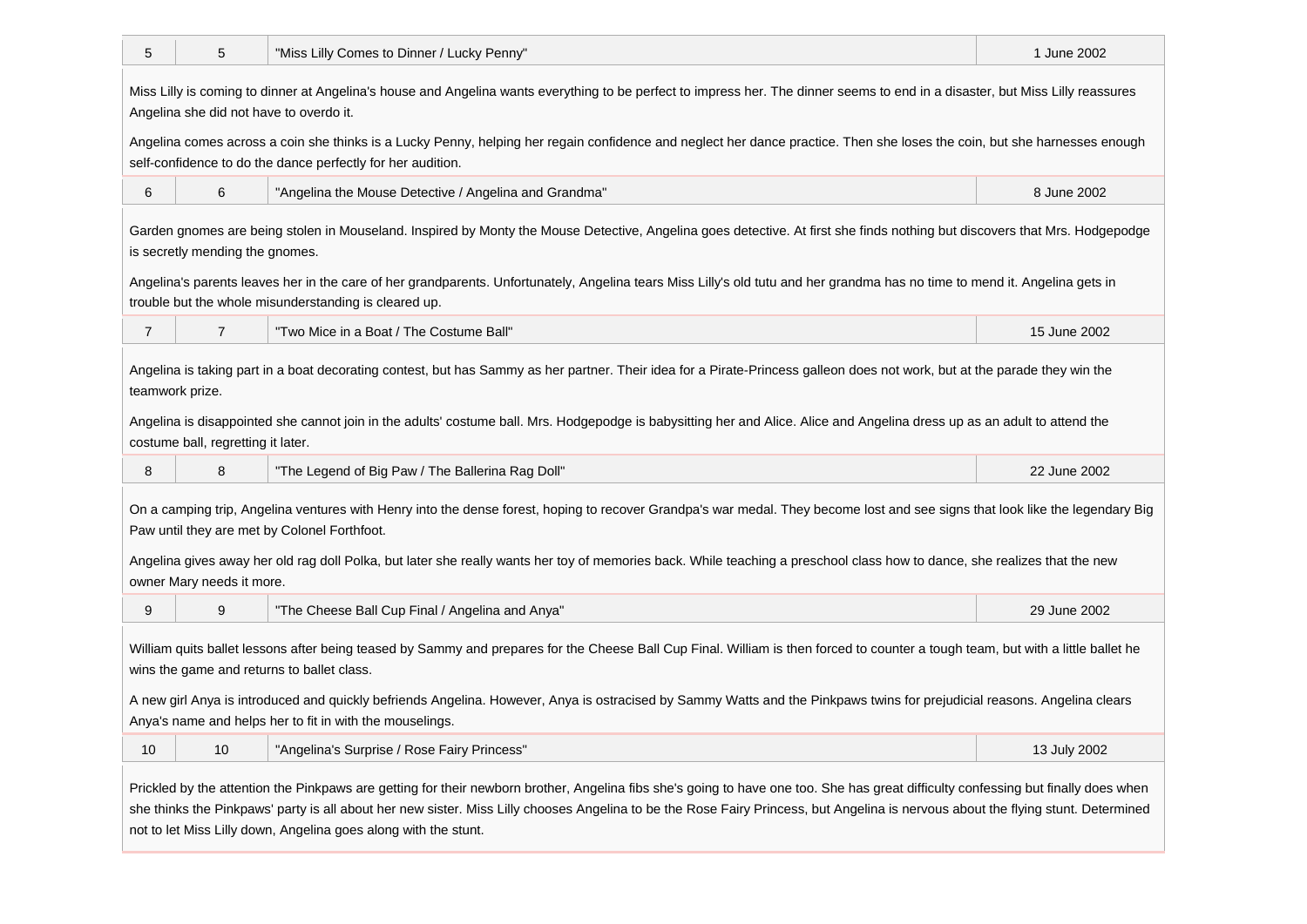| | | | |
|---|---|---|---|
| 5 | 5 | "Miss Lilly Comes to Dinner / Lucky Penny" | 1 June 2002 |

Miss Lilly is coming to dinner at Angelina's house and Angelina wants everything to be perfect to impress her. The dinner seems to end in a disaster, but Miss Lilly reassures Angelina she did not have to overdo it.

Angelina comes across a coin she thinks is a Lucky Penny, helping her regain confidence and neglect her dance practice. Then she loses the coin, but she harnesses enough self-confidence to do the dance perfectly for her audition.

| | | | |
|---|---|---|---|
| 6 | 6 | "Angelina the Mouse Detective / Angelina and Grandma" | 8 June 2002 |

Garden gnomes are being stolen in Mouseland. Inspired by Monty the Mouse Detective, Angelina goes detective. At first she finds nothing but discovers that Mrs. Hodgepodge is secretly mending the gnomes.

Angelina's parents leaves her in the care of her grandparents. Unfortunately, Angelina tears Miss Lilly's old tutu and her grandma has no time to mend it. Angelina gets in trouble but the whole misunderstanding is cleared up.

| | | | |
|---|---|---|---|
| 7 | 7 | "Two Mice in a Boat / The Costume Ball" | 15 June 2002 |

Angelina is taking part in a boat decorating contest, but has Sammy as her partner. Their idea for a Pirate-Princess galleon does not work, but at the parade they win the teamwork prize.

Angelina is disappointed she cannot join in the adults' costume ball. Mrs. Hodgepodge is babysitting her and Alice. Alice and Angelina dress up as an adult to attend the costume ball, regretting it later.

| | | | |
|---|---|---|---|
| 8 | 8 | "The Legend of Big Paw / The Ballerina Rag Doll" | 22 June 2002 |

On a camping trip, Angelina ventures with Henry into the dense forest, hoping to recover Grandpa's war medal. They become lost and see signs that look like the legendary Big Paw until they are met by Colonel Forthfoot.

Angelina gives away her old rag doll Polka, but later she really wants her toy of memories back. While teaching a preschool class how to dance, she realizes that the new owner Mary needs it more.

| | | | |
|---|---|---|---|
| 9 | 9 | "The Cheese Ball Cup Final / Angelina and Anya" | 29 June 2002 |

William quits ballet lessons after being teased by Sammy and prepares for the Cheese Ball Cup Final. William is then forced to counter a tough team, but with a little ballet he wins the game and returns to ballet class.

A new girl Anya is introduced and quickly befriends Angelina. However, Anya is ostracised by Sammy Watts and the Pinkpaws twins for prejudicial reasons. Angelina clears Anya's name and helps her to fit in with the mouselings.

| | | | |
|---|---|---|---|
| 10 | 10 | "Angelina's Surprise / Rose Fairy Princess" | 13 July 2002 |

Prickled by the attention the Pinkpaws are getting for their newborn brother, Angelina fibs she's going to have one too. She has great difficulty confessing but finally does when she thinks the Pinkpaws' party is all about her new sister. Miss Lilly chooses Angelina to be the Rose Fairy Princess, but Angelina is nervous about the flying stunt. Determined not to let Miss Lilly down, Angelina goes along with the stunt.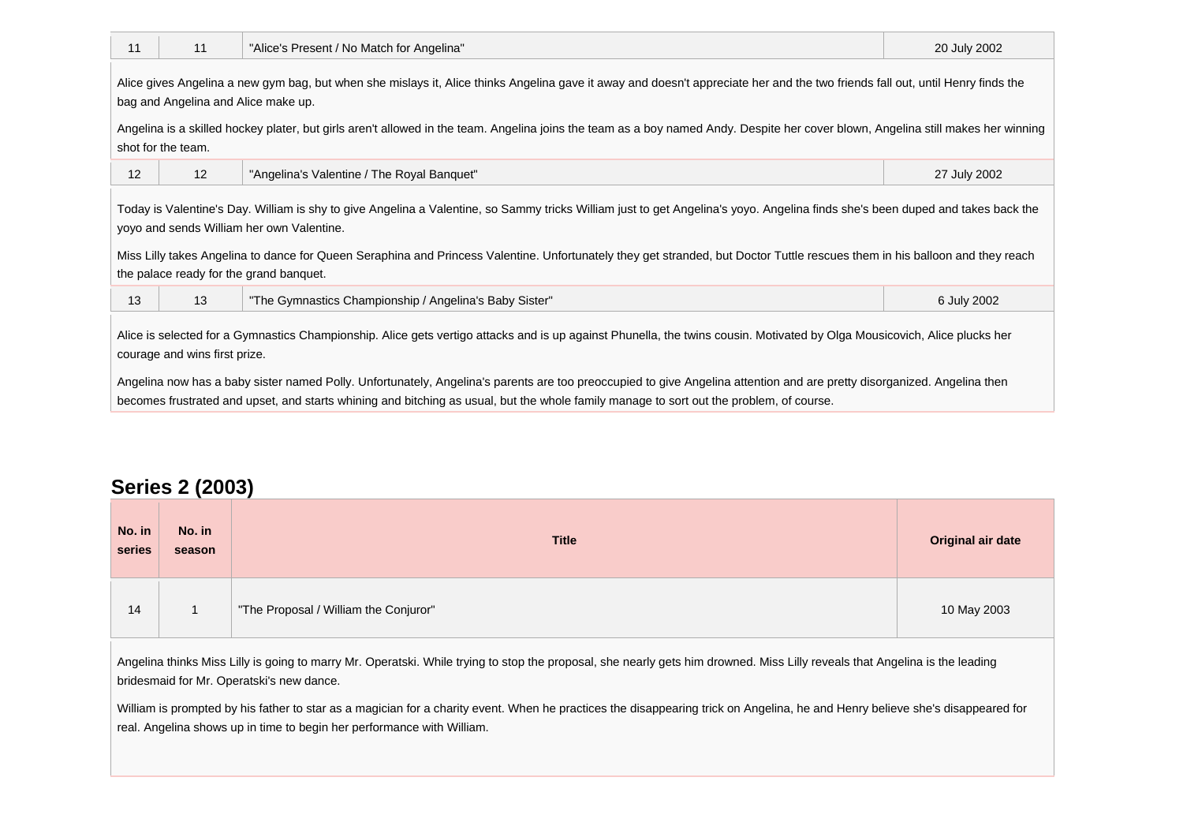| No. in series | No. in season | Title | Original air date |
|---|---|---|---|
| 11 | 11 | "Alice's Present / No Match for Angelina" | 20 July 2002 |

Alice gives Angelina a new gym bag, but when she mislays it, Alice thinks Angelina gave it away and doesn't appreciate her and the two friends fall out, until Henry finds the bag and Angelina and Alice make up.

Angelina is a skilled hockey plater, but girls aren't allowed in the team. Angelina joins the team as a boy named Andy. Despite her cover blown, Angelina still makes her winning shot for the team.

| No. in series | No. in season | Title | Original air date |
|---|---|---|---|
| 12 | 12 | "Angelina's Valentine / The Royal Banquet" | 27 July 2002 |

Today is Valentine's Day. William is shy to give Angelina a Valentine, so Sammy tricks William just to get Angelina's yoyo. Angelina finds she's been duped and takes back the yoyo and sends William her own Valentine.

Miss Lilly takes Angelina to dance for Queen Seraphina and Princess Valentine. Unfortunately they get stranded, but Doctor Tuttle rescues them in his balloon and they reach the palace ready for the grand banquet.

| No. in series | No. in season | Title | Original air date |
|---|---|---|---|
| 13 | 13 | "The Gymnastics Championship / Angelina's Baby Sister" | 6 July 2002 |

Alice is selected for a Gymnastics Championship. Alice gets vertigo attacks and is up against Phunella, the twins cousin. Motivated by Olga Mousicovich, Alice plucks her courage and wins first prize.

Angelina now has a baby sister named Polly. Unfortunately, Angelina's parents are too preoccupied to give Angelina attention and are pretty disorganized. Angelina then becomes frustrated and upset, and starts whining and bitching as usual, but the whole family manage to sort out the problem, of course.

## Series 2 (2003)

| No. in series | No. in season | Title | Original air date |
|---|---|---|---|
| 14 | 1 | "The Proposal / William the Conjuror" | 10 May 2003 |

Angelina thinks Miss Lilly is going to marry Mr. Operatski. While trying to stop the proposal, she nearly gets him drowned. Miss Lilly reveals that Angelina is the leading bridesmaid for Mr. Operatski's new dance.

William is prompted by his father to star as a magician for a charity event. When he practices the disappearing trick on Angelina, he and Henry believe she's disappeared for real. Angelina shows up in time to begin her performance with William.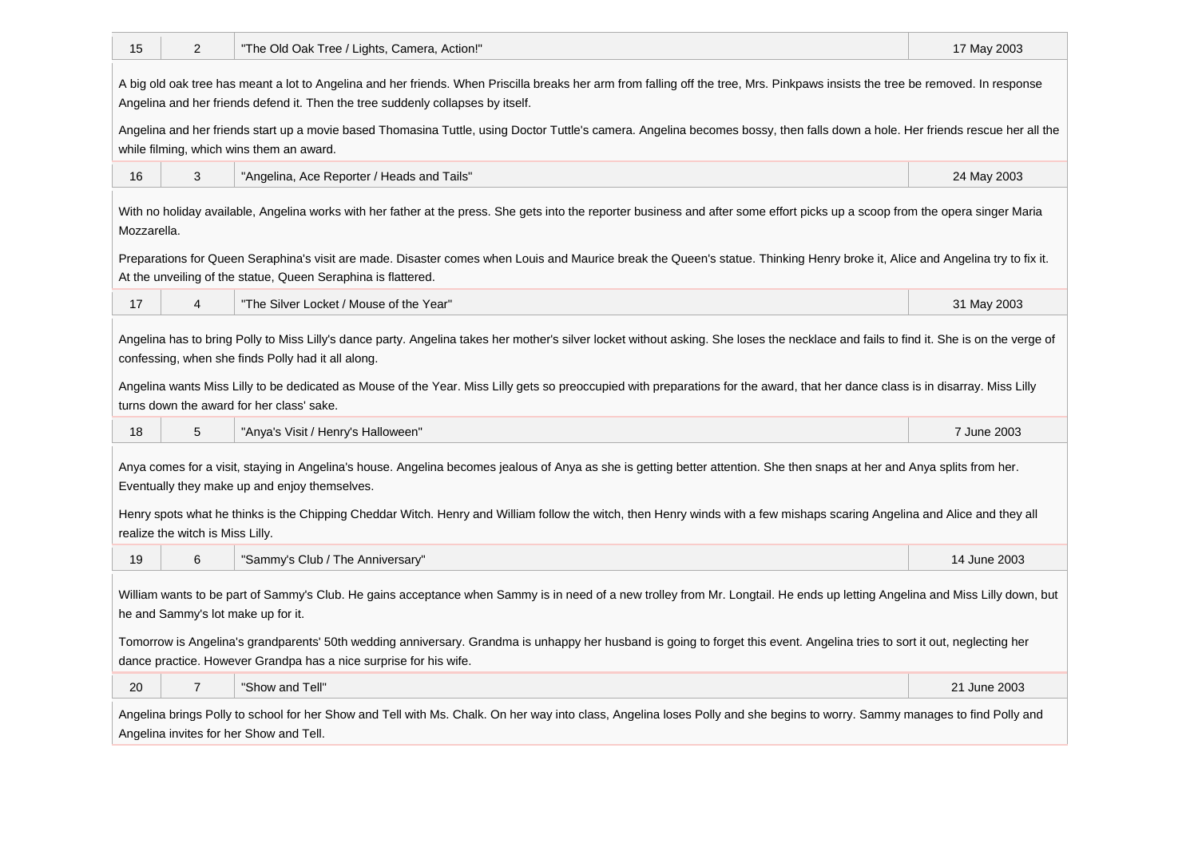| | | | |
|---|---|---|---|
| 15 | 2 | "The Old Oak Tree / Lights, Camera, Action!" | 17 May 2003 |

A big old oak tree has meant a lot to Angelina and her friends. When Priscilla breaks her arm from falling off the tree, Mrs. Pinkpaws insists the tree be removed. In response Angelina and her friends defend it. Then the tree suddenly collapses by itself.

Angelina and her friends start up a movie based Thomasina Tuttle, using Doctor Tuttle's camera. Angelina becomes bossy, then falls down a hole. Her friends rescue her all the while filming, which wins them an award.

| | | | |
|---|---|---|---|
| 16 | 3 | "Angelina, Ace Reporter / Heads and Tails" | 24 May 2003 |

With no holiday available, Angelina works with her father at the press. She gets into the reporter business and after some effort picks up a scoop from the opera singer Maria Mozzarella.

Preparations for Queen Seraphina's visit are made. Disaster comes when Louis and Maurice break the Queen's statue. Thinking Henry broke it, Alice and Angelina try to fix it. At the unveiling of the statue, Queen Seraphina is flattered.

| | | | |
|---|---|---|---|
| 17 | 4 | "The Silver Locket / Mouse of the Year" | 31 May 2003 |

Angelina has to bring Polly to Miss Lilly's dance party. Angelina takes her mother's silver locket without asking. She loses the necklace and fails to find it. She is on the verge of confessing, when she finds Polly had it all along.

Angelina wants Miss Lilly to be dedicated as Mouse of the Year. Miss Lilly gets so preoccupied with preparations for the award, that her dance class is in disarray. Miss Lilly turns down the award for her class' sake.

| | | | |
|---|---|---|---|
| 18 | 5 | "Anya's Visit / Henry's Halloween" | 7 June 2003 |

Anya comes for a visit, staying in Angelina's house. Angelina becomes jealous of Anya as she is getting better attention. She then snaps at her and Anya splits from her. Eventually they make up and enjoy themselves.

Henry spots what he thinks is the Chipping Cheddar Witch. Henry and William follow the witch, then Henry winds with a few mishaps scaring Angelina and Alice and they all realize the witch is Miss Lilly.

| | | | |
|---|---|---|---|
| 19 | 6 | "Sammy's Club / The Anniversary" | 14 June 2003 |

William wants to be part of Sammy's Club. He gains acceptance when Sammy is in need of a new trolley from Mr. Longtail. He ends up letting Angelina and Miss Lilly down, but he and Sammy's lot make up for it.

Tomorrow is Angelina's grandparents' 50th wedding anniversary. Grandma is unhappy her husband is going to forget this event. Angelina tries to sort it out, neglecting her dance practice. However Grandpa has a nice surprise for his wife.

| | | | |
|---|---|---|---|
| 20 | 7 | "Show and Tell" | 21 June 2003 |

Angelina brings Polly to school for her Show and Tell with Ms. Chalk. On her way into class, Angelina loses Polly and she begins to worry. Sammy manages to find Polly and Angelina invites for her Show and Tell.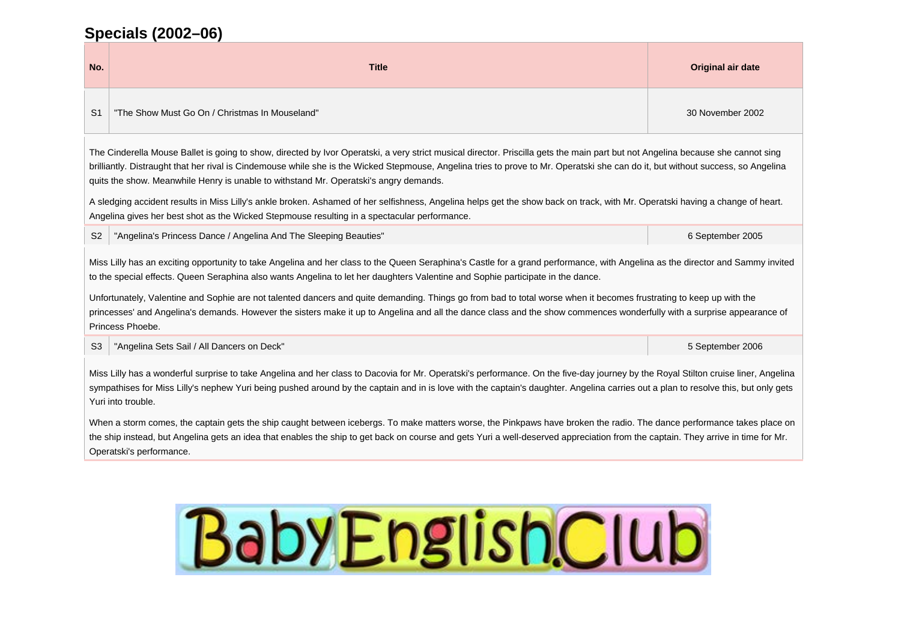## Specials (2002–06)

| No. | Title | Original air date |
| --- | --- | --- |
| S1 | "The Show Must Go On / Christmas In Mouseland" | 30 November 2002 |
| S2 | "Angelina's Princess Dance / Angelina And The Sleeping Beauties" | 6 September 2005 |
| S3 | "Angelina Sets Sail / All Dancers on Deck" | 5 September 2006 |

**S1 – "The Show Must Go On / Christmas In Mouseland"**

The Cinderella Mouse Ballet is going to show, directed by Ivor Operatski, a very strict musical director. Priscilla gets the main part but not Angelina because she cannot sing brilliantly. Distraught that her rival is Cindemouse while she is the Wicked Stepmouse, Angelina tries to prove to Mr. Operatski she can do it, but without success, so Angelina quits the show. Meanwhile Henry is unable to withstand Mr. Operatski's angry demands.

A sledging accident results in Miss Lilly's ankle broken. Ashamed of her selfishness, Angelina helps get the show back on track, with Mr. Operatski having a change of heart. Angelina gives her best shot as the Wicked Stepmouse resulting in a spectacular performance.

**S2 – "Angelina's Princess Dance / Angelina And The Sleeping Beauties"**

Miss Lilly has an exciting opportunity to take Angelina and her class to the Queen Seraphina's Castle for a grand performance, with Angelina as the director and Sammy invited to the special effects. Queen Seraphina also wants Angelina to let her daughters Valentine and Sophie participate in the dance.

Unfortunately, Valentine and Sophie are not talented dancers and quite demanding. Things go from bad to total worse when it becomes frustrating to keep up with the princesses' and Angelina's demands. However the sisters make it up to Angelina and all the dance class and the show commences wonderfully with a surprise appearance of Princess Phoebe.

**S3 – "Angelina Sets Sail / All Dancers on Deck"**

Miss Lilly has a wonderful surprise to take Angelina and her class to Dacovia for Mr. Operatski's performance. On the five-day journey by the Royal Stilton cruise liner, Angelina sympathises for Miss Lilly's nephew Yuri being pushed around by the captain and in is love with the captain's daughter. Angelina carries out a plan to resolve this, but only gets Yuri into trouble.

When a storm comes, the captain gets the ship caught between icebergs. To make matters worse, the Pinkpaws have broken the radio. The dance performance takes place on the ship instead, but Angelina gets an idea that enables the ship to get back on course and gets Yuri a well-deserved appreciation from the captain. They arrive in time for Mr. Operatski's performance.

BabyEnglish.Club